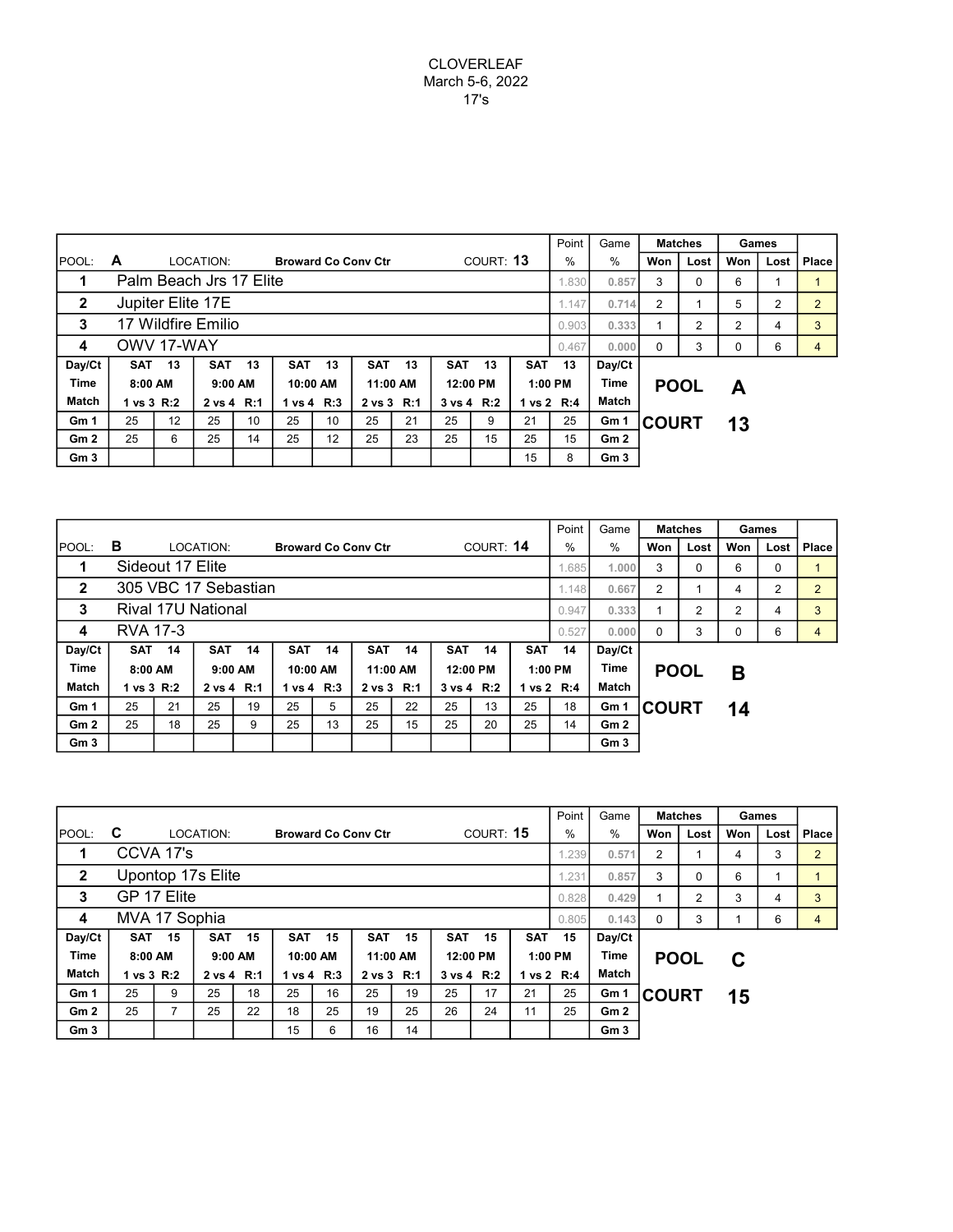CLOVERLEAF
March 5-6, 2022
17's

| POOL: A | LOCATION: Broward Co Conv Ctr | COURT: 13 | Point % | Game % | Matches Won | Matches Lost | Games Won | Games Lost | Place |
|---|---|---|---|---|---|---|---|---|---|
| 1 | Palm Beach Jrs 17 Elite | | 1.830 | 0.857 | 3 | 0 | 6 | 1 | 1 |
| 2 | Jupiter Elite 17E | | 1.147 | 0.714 | 2 | 1 | 5 | 2 | 2 |
| 3 | 17 Wildfire Emilio | | 0.903 | 0.333 | 1 | 2 | 2 | 4 | 3 |
| 4 | OWV 17-WAY | | 0.467 | 0.000 | 0 | 3 | 0 | 6 | 4 |

| Day/Ct | SAT 13 | | SAT 13 | | SAT 13 | | SAT 13 | | SAT 13 | | SAT 13 | | Day/Ct |
|---|---|---|---|---|---|---|---|---|---|---|---|---|---|
| Time | 8:00 AM | | 9:00 AM | | 10:00 AM | | 11:00 AM | | 12:00 PM | | 1:00 PM | | Time |
| Match | 1 vs 3 R:2 | | 2 vs 4 R:1 | | 1 vs 4 R:3 | | 2 vs 3 R:1 | | 3 vs 4 R:2 | | 1 vs 2 R:4 | | Match |
| Gm 1 | 25 | 12 | 25 | 10 | 25 | 10 | 25 | 21 | 25 | 9 | 21 | 25 | Gm 1 |
| Gm 2 | 25 | 6 | 25 | 14 | 25 | 12 | 25 | 23 | 25 | 15 | 25 | 15 | Gm 2 |
| Gm 3 | | | | | | | | | | | 15 | 8 | Gm 3 |

**POOL A**
**COURT 13**

| POOL: B | LOCATION: Broward Co Conv Ctr | COURT: 14 | Point % | Game % | Matches Won | Matches Lost | Games Won | Games Lost | Place |
|---|---|---|---|---|---|---|---|---|---|
| 1 | Sideout 17 Elite | | 1.685 | 1.000 | 3 | 0 | 6 | 0 | 1 |
| 2 | 305 VBC 17 Sebastian | | 1.148 | 0.667 | 2 | 1 | 4 | 2 | 2 |
| 3 | Rival 17U National | | 0.947 | 0.333 | 1 | 2 | 2 | 4 | 3 |
| 4 | RVA 17-3 | | 0.527 | 0.000 | 0 | 3 | 0 | 6 | 4 |

| Day/Ct | SAT 14 | | SAT 14 | | SAT 14 | | SAT 14 | | SAT 14 | | SAT 14 | | Day/Ct |
|---|---|---|---|---|---|---|---|---|---|---|---|---|---|
| Time | 8:00 AM | | 9:00 AM | | 10:00 AM | | 11:00 AM | | 12:00 PM | | 1:00 PM | | Time |
| Match | 1 vs 3 R:2 | | 2 vs 4 R:1 | | 1 vs 4 R:3 | | 2 vs 3 R:1 | | 3 vs 4 R:2 | | 1 vs 2 R:4 | | Match |
| Gm 1 | 25 | 21 | 25 | 19 | 25 | 5 | 25 | 22 | 25 | 13 | 25 | 18 | Gm 1 |
| Gm 2 | 25 | 18 | 25 | 9 | 25 | 13 | 25 | 15 | 25 | 20 | 25 | 14 | Gm 2 |
| Gm 3 | | | | | | | | | | | | | Gm 3 |

**POOL B**
**COURT 14**

| POOL: C | LOCATION: Broward Co Conv Ctr | COURT: 15 | Point % | Game % | Matches Won | Matches Lost | Games Won | Games Lost | Place |
|---|---|---|---|---|---|---|---|---|---|
| 1 | CCVA 17's | | 1.239 | 0.571 | 2 | 1 | 4 | 3 | 2 |
| 2 | Upontop 17s Elite | | 1.231 | 0.857 | 3 | 0 | 6 | 1 | 1 |
| 3 | GP 17 Elite | | 0.828 | 0.429 | 1 | 2 | 3 | 4 | 3 |
| 4 | MVA 17 Sophia | | 0.805 | 0.143 | 0 | 3 | 1 | 6 | 4 |

| Day/Ct | SAT 15 | | SAT 15 | | SAT 15 | | SAT 15 | | SAT 15 | | SAT 15 | | Day/Ct |
|---|---|---|---|---|---|---|---|---|---|---|---|---|---|
| Time | 8:00 AM | | 9:00 AM | | 10:00 AM | | 11:00 AM | | 12:00 PM | | 1:00 PM | | Time |
| Match | 1 vs 3 R:2 | | 2 vs 4 R:1 | | 1 vs 4 R:3 | | 2 vs 3 R:1 | | 3 vs 4 R:2 | | 1 vs 2 R:4 | | Match |
| Gm 1 | 25 | 9 | 25 | 18 | 25 | 16 | 25 | 19 | 25 | 17 | 21 | 25 | Gm 1 |
| Gm 2 | 25 | 7 | 25 | 22 | 18 | 25 | 19 | 25 | 26 | 24 | 11 | 25 | Gm 2 |
| Gm 3 | | | | | 15 | 6 | 16 | 14 | | | | | Gm 3 |

**POOL C**
**COURT 15**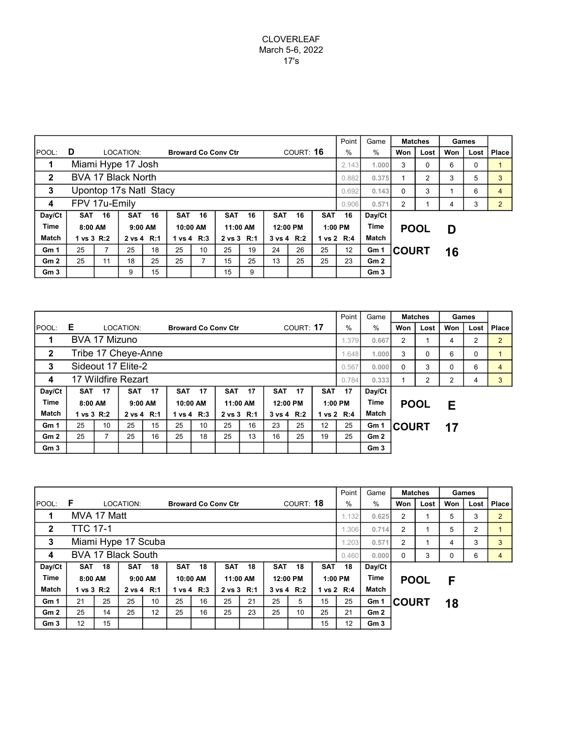CLOVERLEAF
March 5-6, 2022
17's

| POOL: D | LOCATION: Broward Co Conv Ctr | COURT: 16 | Point % | Game % | Matches Won | Matches Lost | Games Won | Games Lost | Place |
|---|---|---|---|---|---|---|---|---|---|
| 1 | Miami Hype 17 Josh | | 2.143 | 1.000 | 3 | 0 | 6 | 0 | 1 |
| 2 | BVA 17 Black North | | 0.882 | 0.375 | 1 | 2 | 3 | 5 | 3 |
| 3 | Upontop 17s Natl Stacy | | 0.692 | 0.143 | 0 | 3 | 1 | 6 | 4 |
| 4 | FPV 17u-Emily | | 0.906 | 0.571 | 2 | 1 | 4 | 3 | 2 |

| Day/Ct | SAT 16 | | SAT 16 | | SAT 16 | | SAT 16 | | SAT 16 | | SAT 16 | | Day/Ct |
|---|---|---|---|---|---|---|---|---|---|---|---|---|---|
| Time | 8:00 AM | | 9:00 AM | | 10:00 AM | | 11:00 AM | | 12:00 PM | | 1:00 PM | | Time |
| Match | 1 vs 3 R:2 | | 2 vs 4 R:1 | | 1 vs 4 R:3 | | 2 vs 3 R:1 | | 3 vs 4 R:2 | | 1 vs 2 R:4 | | Match |
| Gm 1 | 25 | 7 | 25 | 18 | 25 | 10 | 25 | 19 | 24 | 26 | 25 | 12 | Gm 1 |
| Gm 2 | 25 | 11 | 18 | 25 | 25 | 7 | 15 | 25 | 13 | 25 | 25 | 23 | Gm 2 |
| Gm 3 | | | 9 | 15 | | | 15 | 9 | | | | | Gm 3 |

**POOL D**
**COURT 16**

| POOL: E | LOCATION: Broward Co Conv Ctr | COURT: 17 | Point % | Game % | Matches Won | Matches Lost | Games Won | Games Lost | Place |
|---|---|---|---|---|---|---|---|---|---|
| 1 | BVA 17 Mizuno | | 1.379 | 0.667 | 2 | 1 | 4 | 2 | 2 |
| 2 | Tribe 17 Cheye-Anne | | 1.648 | 1.000 | 3 | 0 | 6 | 0 | 1 |
| 3 | Sideout 17 Elite-2 | | 0.567 | 0.000 | 0 | 3 | 0 | 6 | 4 |
| 4 | 17 Wildfire Rezart | | 0.784 | 0.333 | 1 | 2 | 2 | 4 | 3 |

| Day/Ct | SAT 17 | | SAT 17 | | SAT 17 | | SAT 17 | | SAT 17 | | SAT 17 | | Day/Ct |
|---|---|---|---|---|---|---|---|---|---|---|---|---|---|
| Time | 8:00 AM | | 9:00 AM | | 10:00 AM | | 11:00 AM | | 12:00 PM | | 1:00 PM | | Time |
| Match | 1 vs 3 R:2 | | 2 vs 4 R:1 | | 1 vs 4 R:3 | | 2 vs 3 R:1 | | 3 vs 4 R:2 | | 1 vs 2 R:4 | | Match |
| Gm 1 | 25 | 10 | 25 | 15 | 25 | 10 | 25 | 16 | 23 | 25 | 12 | 25 | Gm 1 |
| Gm 2 | 25 | 7 | 25 | 16 | 25 | 18 | 25 | 13 | 16 | 25 | 19 | 25 | Gm 2 |
| Gm 3 | | | | | | | | | | | | | Gm 3 |

**POOL E**
**COURT 17**

| POOL: F | LOCATION: Broward Co Conv Ctr | COURT: 18 | Point % | Game % | Matches Won | Matches Lost | Games Won | Games Lost | Place |
|---|---|---|---|---|---|---|---|---|---|
| 1 | MVA 17 Matt | | 1.132 | 0.625 | 2 | 1 | 5 | 3 | 2 |
| 2 | TTC 17-1 | | 1.306 | 0.714 | 2 | 1 | 5 | 2 | 1 |
| 3 | Miami Hype 17 Scuba | | 1.203 | 0.571 | 2 | 1 | 4 | 3 | 3 |
| 4 | BVA 17 Black South | | 0.460 | 0.000 | 0 | 3 | 0 | 6 | 4 |

| Day/Ct | SAT 18 | | SAT 18 | | SAT 18 | | SAT 18 | | SAT 18 | | SAT 18 | | Day/Ct |
|---|---|---|---|---|---|---|---|---|---|---|---|---|---|
| Time | 8:00 AM | | 9:00 AM | | 10:00 AM | | 11:00 AM | | 12:00 PM | | 1:00 PM | | Time |
| Match | 1 vs 3 R:2 | | 2 vs 4 R:1 | | 1 vs 4 R:3 | | 2 vs 3 R:1 | | 3 vs 4 R:2 | | 1 vs 2 R:4 | | Match |
| Gm 1 | 21 | 25 | 25 | 10 | 25 | 16 | 25 | 21 | 25 | 5 | 15 | 25 | Gm 1 |
| Gm 2 | 25 | 14 | 25 | 12 | 25 | 16 | 25 | 23 | 25 | 10 | 25 | 21 | Gm 2 |
| Gm 3 | 12 | 15 | | | | | | | | | 15 | 12 | Gm 3 |

**POOL F**
**COURT 18**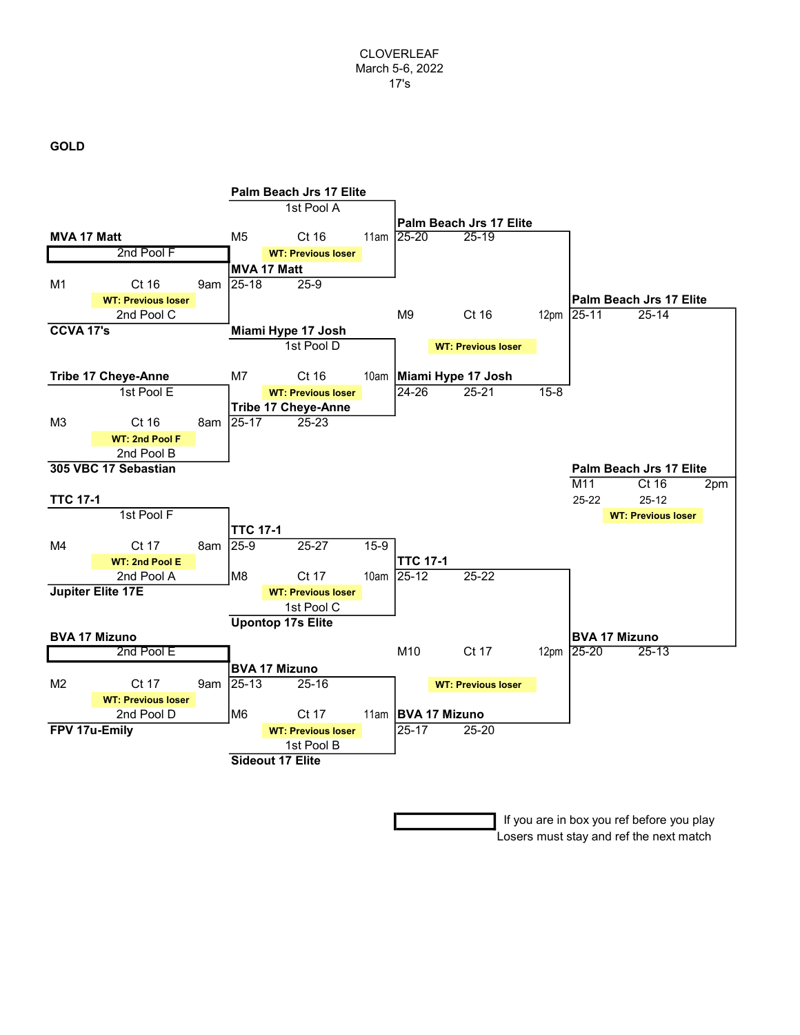CLOVERLEAF
March 5-6, 2022
17's

**GOLD**

**First Round**

| Match | Court | Time | Team 1 | Team 2 | Work Team |
|---|---|---|---|---|---|
| M1 | Ct 16 | 9am | **MVA 17 Matt** (2nd Pool F) | **CCVA 17's** (2nd Pool C) | WT: Previous loser |
| M3 | Ct 16 | 8am | **Tribe 17 Cheye-Anne** (1st Pool E) | **305 VBC 17 Sebastian** (2nd Pool B) | WT: 2nd Pool F |
| M4 | Ct 17 | 8am | **TTC 17-1** (1st Pool F) | **Jupiter Elite 17E** (2nd Pool A) | WT: 2nd Pool E |
| M2 | Ct 17 | 9am | **BVA 17 Mizuno** (2nd Pool E) | **FPV 17u-Emily** (2nd Pool D) | WT: Previous loser |

**Quarterfinals**

| Match | Court | Time | Team 1 | Team 2 | Work Team | Winner | Scores |
|---|---|---|---|---|---|---|---|
| M5 | Ct 16 | 11am | **Palm Beach Jrs 17 Elite** (1st Pool A) | **MVA 17 Matt** | WT: Previous loser | Palm Beach Jrs 17 Elite | 25-20, 25-19 |
| M7 | Ct 16 | 10am | **Miami Hype 17 Josh** (1st Pool D) | **Tribe 17 Cheye-Anne** | WT: Previous loser | Miami Hype 17 Josh | 24-26, 25-21, 15-8 |
| M8 | Ct 17 | 10am | **TTC 17-1** | **Upontop 17s Elite** (1st Pool C) | WT: Previous loser | TTC 17-1 | 25-12, 25-22 |
| M6 | Ct 17 | 11am | **BVA 17 Mizuno** | **Sideout 17 Elite** (1st Pool B) | WT: Previous loser | BVA 17 Mizuno | 25-17, 25-20 |

First round results:
- M1: **MVA 17 Matt** 25-18, 25-9
- M3: **Tribe 17 Cheye-Anne** 25-17, 25-23
- M4: **TTC 17-1** 25-9, 25-27, 15-9
- M2: **BVA 17 Mizuno** 25-13, 25-16

**Semifinals**

| Match | Court | Time | Teams | Work Team | Winner | Scores |
|---|---|---|---|---|---|---|
| M9 | Ct 16 | 12pm | Palm Beach Jrs 17 Elite vs. Miami Hype 17 Josh | WT: Previous loser | **Palm Beach Jrs 17 Elite** | 25-11, 25-14 |
| M10 | Ct 17 | 12pm | TTC 17-1 vs. BVA 17 Mizuno | WT: Previous loser | **BVA 17 Mizuno** | 25-20, 25-13 |

**Final**

| Match | Court | Time | Teams | Work Team | Winner | Scores |
|---|---|---|---|---|---|---|
| M11 | Ct 16 | 2pm | Palm Beach Jrs 17 Elite vs. BVA 17 Mizuno | WT: Previous loser | **Palm Beach Jrs 17 Elite** | 25-22, 25-12 |

[Boxed] If you are in box you ref before you play
Losers must stay and ref the next match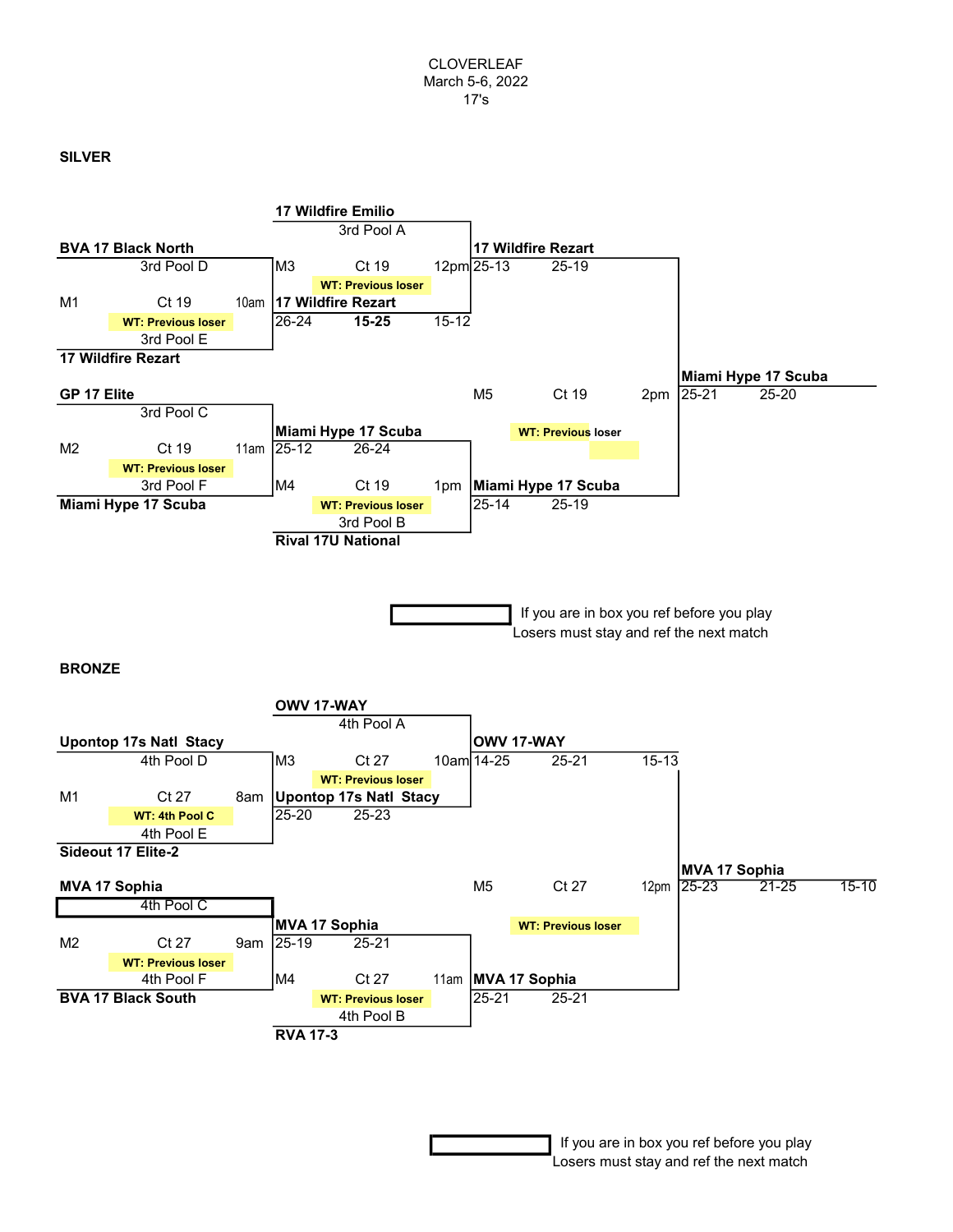CLOVERLEAF
March 5-6, 2022
17's

## SILVER

**M1** — Ct 19 — 10am — WT: Previous loser

- **BVA 17 Black North** (3rd Pool D)
- **17 Wildfire Rezart** (3rd Pool E)

**M2** — Ct 19 — 11am — WT: Previous loser

- **GP 17 Elite** (3rd Pool C)
- **Miami Hype 17 Scuba** (3rd Pool F)

**M3** — Ct 19 — 12pm — WT: Previous loser

- **17 Wildfire Emilio** (3rd Pool A)
- **17 Wildfire Rezart** 26-24 **15-25** 15-12

**M4** — Ct 19 — 1pm — WT: Previous loser

- **Miami Hype 17 Scuba** 25-12 26-24
- **Rival 17U National** (3rd Pool B)

**M5** — Ct 19 — 2pm — WT: Previous loser

- **17 Wildfire Rezart** 25-13 25-19
- **Miami Hype 17 Scuba** 25-14 25-19

**Miami Hype 17 Scuba** 25-21 25-20

If you are in box you ref before you play
Losers must stay and ref the next match

## BRONZE

**M1** — Ct 27 — 8am — WT: 4th Pool C

- **Upontop 17s Natl Stacy** (4th Pool D)
- **Sideout 17 Elite-2** (4th Pool E)

**M2** — Ct 27 — 9am — WT: Previous loser

- **MVA 17 Sophia** (4th Pool C)
- **BVA 17 Black South** (4th Pool F)

**M3** — Ct 27 — 10am — WT: Previous loser

- **OWV 17-WAY** (4th Pool A)
- **Upontop 17s Natl Stacy** 25-20 25-23

**M4** — Ct 27 — 11am — WT: Previous loser

- **MVA 17 Sophia** 25-19 25-21
- **RVA 17-3** (4th Pool B)

**M5** — Ct 27 — 12pm — WT: Previous loser

- **OWV 17-WAY** 14-25 25-21 15-13
- **MVA 17 Sophia** 25-21 25-21

**MVA 17 Sophia** 25-23 21-25 15-10

If you are in box you ref before you play
Losers must stay and ref the next match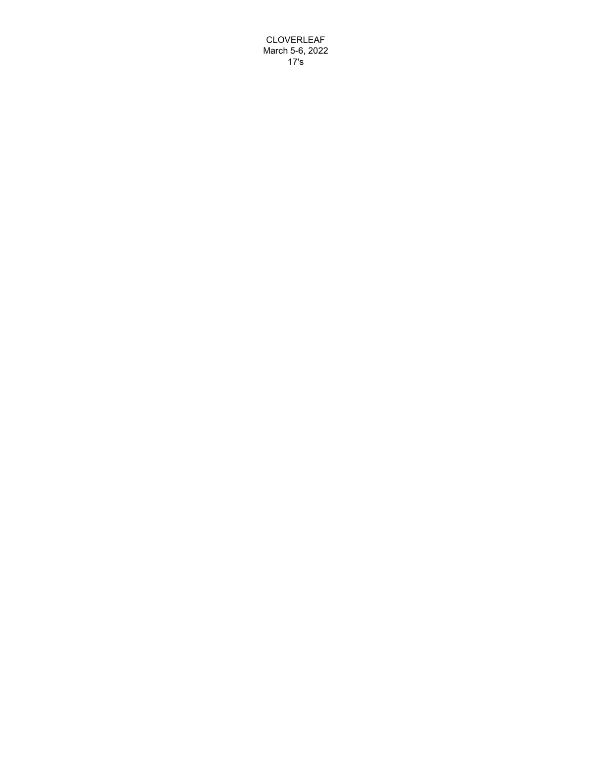CLOVERLEAF
March 5-6, 2022
17's